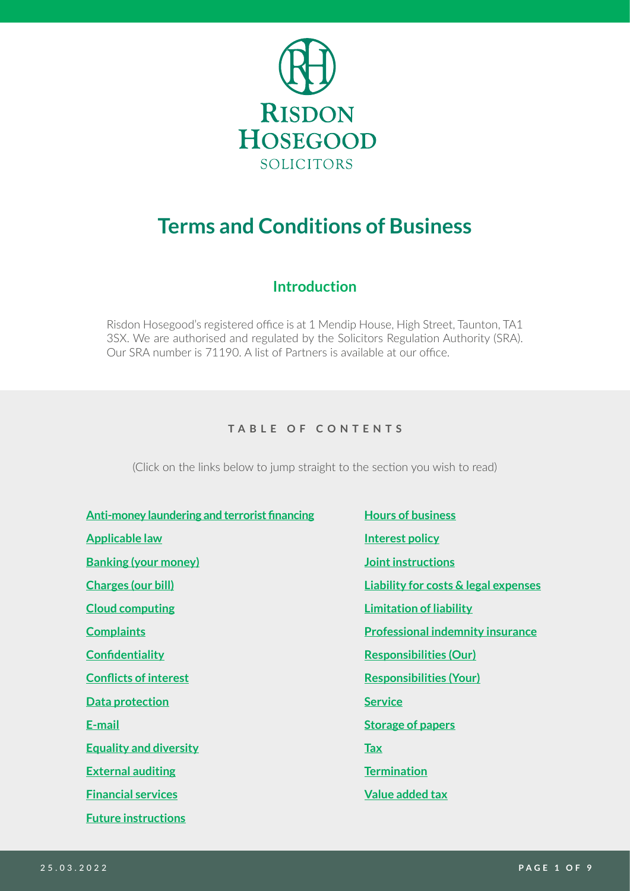RISDON HOSEGOOD SOLICITORS

# Terms and Conditions of Business

## Introduction

Risdon Hosegood's registered office is at 1 Mendip House, High Street, Taunton, TA1 3SX. We are authorised and regulated by the Solicitors Regulation Authority (SRA). Our SRA number is 71190. A list of Partners is available at our office.

### TABLE OF CONTENTS

(Click on the links below to jump straight to the section you wish to read)

- **Anti-money laundering and terrorist financing**
- **Applicable law**
- **Banking (your money)**
- **Charges (our bill)**
- **Cloud computing**
- **Complaints**
- **Confidentiality**
- **Conflicts of interest**
- **Data protection**
- **E-mail**
- **Equality and diversity**
- **External auditing**
- **Financial services**
- **Future instructions**
- **Hours of business**
- **Interest policy**
- **Joint instructions**
- **Liability for costs & legal expenses**
- **Limitation of liability**
- **Professional indemnity insurance**
- **Responsibilities (Our)**
- **Responsibilities (Your)**
- **Service**
- **Storage of papers**
- **Tax**
- **Termination**
- **Value added tax**

25.03.2022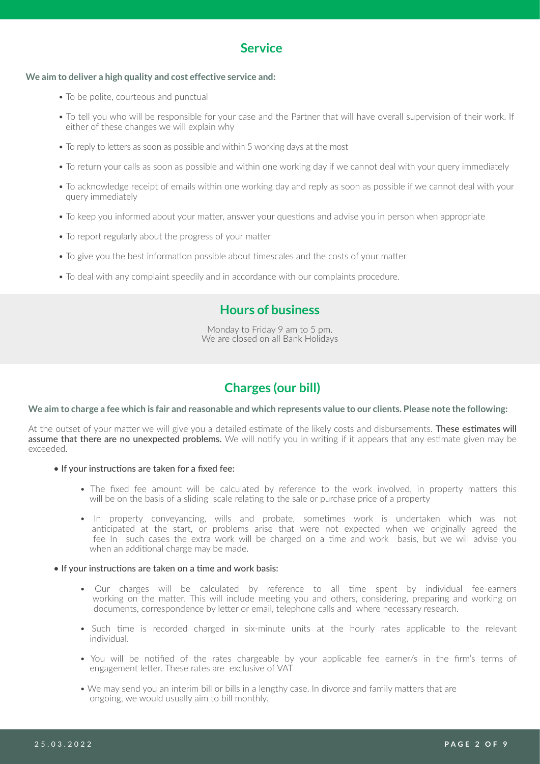## Service

**We aim to deliver a high quality and cost effective service and:**

- To be polite, courteous and punctual
- To tell you who will be responsible for your case and the Partner that will have overall supervision of their work. If either of these changes we will explain why
- To reply to letters as soon as possible and within 5 working days at the most
- To return your calls as soon as possible and within one working day if we cannot deal with your query immediately
- To acknowledge receipt of emails within one working day and reply as soon as possible if we cannot deal with your query immediately
- To keep you informed about your matter, answer your questions and advise you in person when appropriate
- To report regularly about the progress of your matter
- To give you the best information possible about timescales and the costs of your matter
- To deal with any complaint speedily and in accordance with our complaints procedure.

## Hours of business

Monday to Friday 9 am to 5 pm.
We are closed on all Bank Holidays

## Charges (our bill)

**We aim to charge a fee which is fair and reasonable and which represents value to our clients. Please note the following:**

At the outset of your matter we will give you a detailed estimate of the likely costs and disbursements. These estimates will assume that there are no unexpected problems. We will notify you in writing if it appears that any estimate given may be exceeded.

- If your instructions are taken for a fixed fee:
  - The fixed fee amount will be calculated by reference to the work involved, in property matters this will be on the basis of a sliding scale relating to the sale or purchase price of a property
  - In property conveyancing, wills and probate, sometimes work is undertaken which was not anticipated at the start, or problems arise that were not expected when we originally agreed the fee In such cases the extra work will be charged on a time and work basis, but we will advise you when an additional charge may be made.
- If your instructions are taken on a time and work basis:
  - Our charges will be calculated by reference to all time spent by individual fee-earners working on the matter. This will include meeting you and others, considering, preparing and working on documents, correspondence by letter or email, telephone calls and where necessary research.
  - Such time is recorded charged in six-minute units at the hourly rates applicable to the relevant individual.
  - You will be notified of the rates chargeable by your applicable fee earner/s in the firm's terms of engagement letter. These rates are exclusive of VAT
  - We may send you an interim bill or bills in a lengthy case. In divorce and family matters that are ongoing, we would usually aim to bill monthly.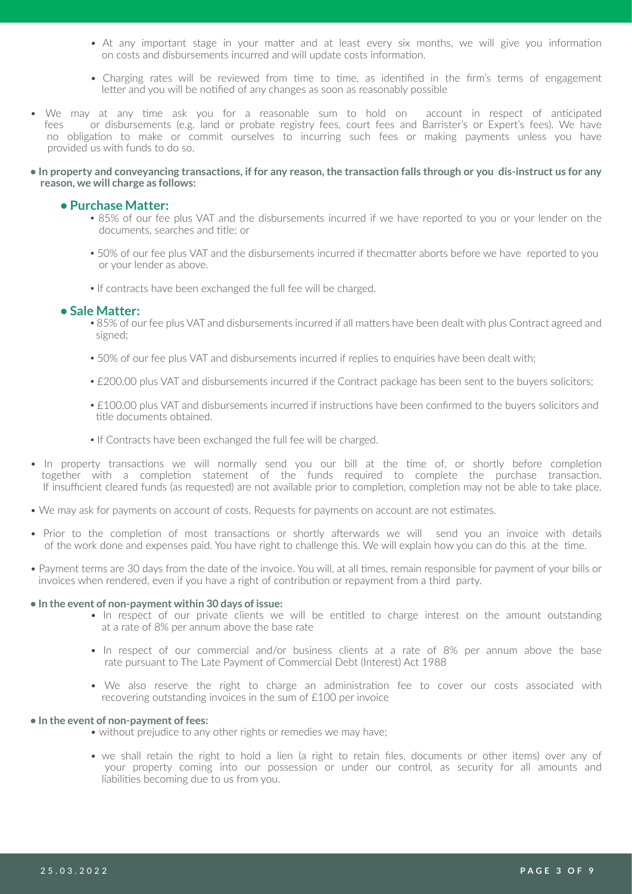- At any important stage in your matter and at least every six months, we will give you information on costs and disbursements incurred and will update costs information.
- Charging rates will be reviewed from time to time, as identified in the firm's terms of engagement letter and you will be notified of any changes as soon as reasonably possible

- We may at any time ask you for a reasonable sum to hold on account in respect of anticipated fees or disbursements (e.g. land or probate registry fees, court fees and Barrister's or Expert's fees). We have no obligation to make or commit ourselves to incurring such fees or making payments unless you have provided us with funds to do so.

- **In property and conveyancing transactions, if for any reason, the transaction falls through or you dis-instruct us for any reason, we will charge as follows:**

  - **Purchase Matter:**
    - 85% of our fee plus VAT and the disbursements incurred if we have reported to you or your lender on the documents, searches and title; or
    - 50% of our fee plus VAT and the disbursements incurred if thecmatter aborts before we have reported to you or your lender as above.
    - If contracts have been exchanged the full fee will be charged.

  - **Sale Matter:**
    - 85% of our fee plus VAT and disbursements incurred if all matters have been dealt with plus Contract agreed and signed;
    - 50% of our fee plus VAT and disbursements incurred if replies to enquiries have been dealt with;
    - £200.00 plus VAT and disbursements incurred if the Contract package has been sent to the buyers solicitors;
    - £100.00 plus VAT and disbursements incurred if instructions have been confirmed to the buyers solicitors and title documents obtained.
    - If Contracts have been exchanged the full fee will be charged.

- In property transactions we will normally send you our bill at the time of, or shortly before completion together with a completion statement of the funds required to complete the purchase transaction. If insufficient cleared funds (as requested) are not available prior to completion, completion may not be able to take place.

- We may ask for payments on account of costs. Requests for payments on account are not estimates.

- Prior to the completion of most transactions or shortly afterwards we will send you an invoice with details of the work done and expenses paid. You have right to challenge this. We will explain how you can do this at the time.

- Payment terms are 30 days from the date of the invoice. You will, at all times, remain responsible for payment of your bills or invoices when rendered, even if you have a right of contribution or repayment from a third party.

- **In the event of non-payment within 30 days of issue:**
  - In respect of our private clients we will be entitled to charge interest on the amount outstanding at a rate of 8% per annum above the base rate
  - In respect of our commercial and/or business clients at a rate of 8% per annum above the base rate pursuant to The Late Payment of Commercial Debt (Interest) Act 1988
  - We also reserve the right to charge an administration fee to cover our costs associated with recovering outstanding invoices in the sum of £100 per invoice

- **In the event of non-payment of fees:**
  - without prejudice to any other rights or remedies we may have;
  - we shall retain the right to hold a lien (a right to retain files, documents or other items) over any of your property coming into our possession or under our control, as security for all amounts and liabilities becoming due to us from you.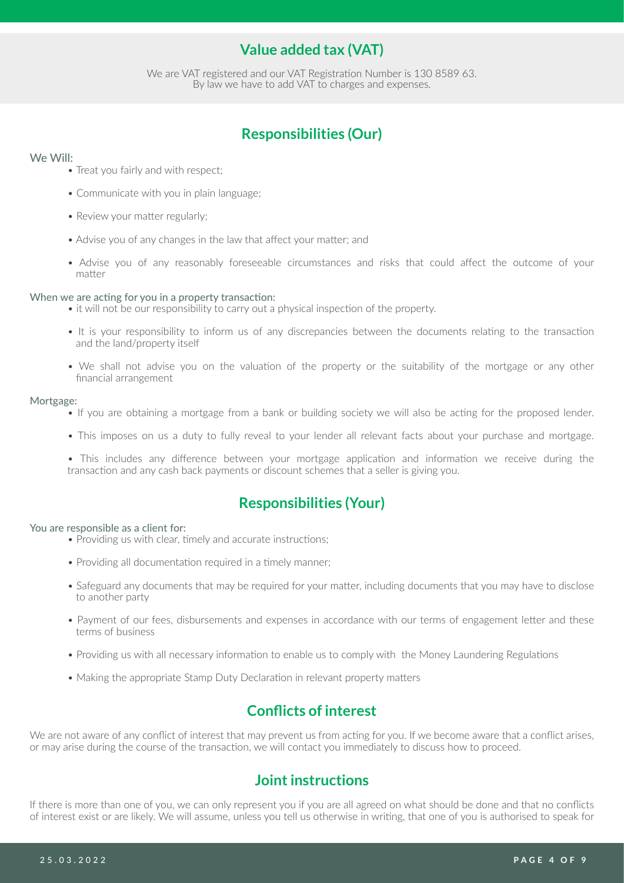## Value added tax (VAT)

We are VAT registered and our VAT Registration Number is 130 8589 63.
By law we have to add VAT to charges and expenses.

## Responsibilities (Our)

We Will:

- Treat you fairly and with respect;
- Communicate with you in plain language;
- Review your matter regularly;
- Advise you of any changes in the law that affect your matter; and
- Advise you of any reasonably foreseeable circumstances and risks that could affect the outcome of your matter

When we are acting for you in a property transaction:

- it will not be our responsibility to carry out a physical inspection of the property.
- It is your responsibility to inform us of any discrepancies between the documents relating to the transaction and the land/property itself
- We shall not advise you on the valuation of the property or the suitability of the mortgage or any other financial arrangement

Mortgage:

- If you are obtaining a mortgage from a bank or building society we will also be acting for the proposed lender.
- This imposes on us a duty to fully reveal to your lender all relevant facts about your purchase and mortgage.
- This includes any difference between your mortgage application and information we receive during the transaction and any cash back payments or discount schemes that a seller is giving you.

## Responsibilities (Your)

You are responsible as a client for:

- Providing us with clear, timely and accurate instructions;
- Providing all documentation required in a timely manner;
- Safeguard any documents that may be required for your matter, including documents that you may have to disclose to another party
- Payment of our fees, disbursements and expenses in accordance with our terms of engagement letter and these terms of business
- Providing us with all necessary information to enable us to comply with the Money Laundering Regulations
- Making the appropriate Stamp Duty Declaration in relevant property matters

## Conflicts of interest

We are not aware of any conflict of interest that may prevent us from acting for you. If we become aware that a conflict arises, or may arise during the course of the transaction, we will contact you immediately to discuss how to proceed.

## Joint instructions

If there is more than one of you, we can only represent you if you are all agreed on what should be done and that no conflicts of interest exist or are likely. We will assume, unless you tell us otherwise in writing, that one of you is authorised to speak for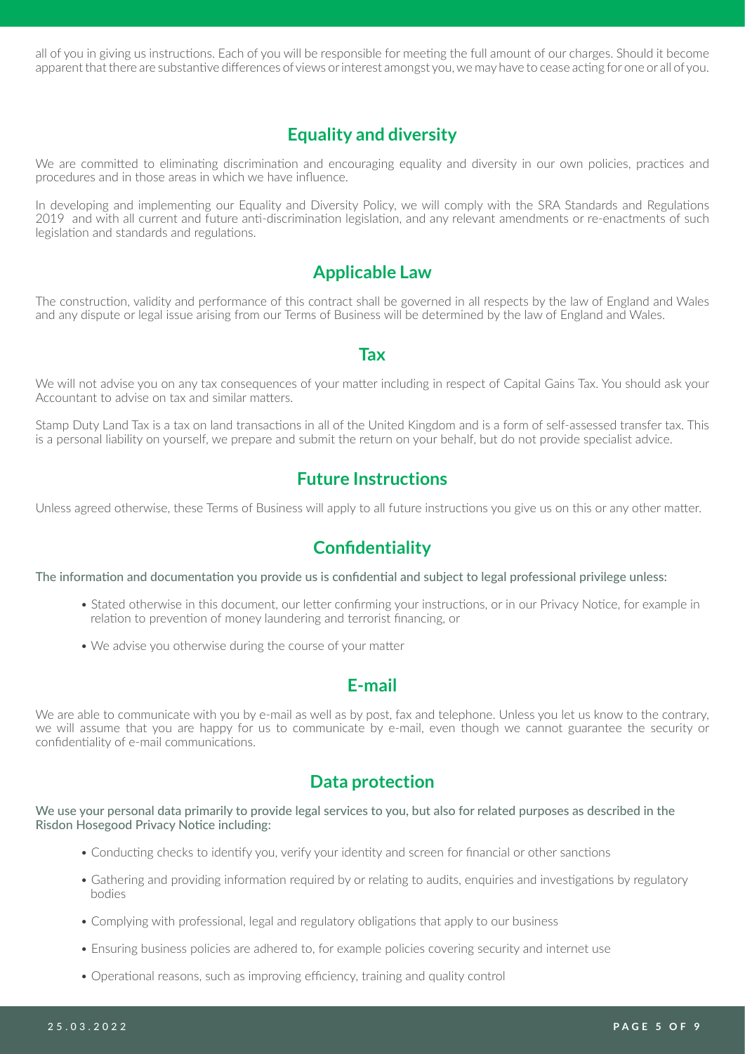all of you in giving us instructions. Each of you will be responsible for meeting the full amount of our charges. Should it become apparent that there are substantive differences of views or interest amongst you, we may have to cease acting for one or all of you.

## Equality and diversity

We are committed to eliminating discrimination and encouraging equality and diversity in our own policies, practices and procedures and in those areas in which we have influence.

In developing and implementing our Equality and Diversity Policy, we will comply with the SRA Standards and Regulations 2019 and with all current and future anti-discrimination legislation, and any relevant amendments or re-enactments of such legislation and standards and regulations.

## Applicable Law

The construction, validity and performance of this contract shall be governed in all respects by the law of England and Wales and any dispute or legal issue arising from our Terms of Business will be determined by the law of England and Wales.

## Tax

We will not advise you on any tax consequences of your matter including in respect of Capital Gains Tax. You should ask your Accountant to advise on tax and similar matters.

Stamp Duty Land Tax is a tax on land transactions in all of the United Kingdom and is a form of self-assessed transfer tax. This is a personal liability on yourself, we prepare and submit the return on your behalf, but do not provide specialist advice.

## Future Instructions

Unless agreed otherwise, these Terms of Business will apply to all future instructions you give us on this or any other matter.

## Confidentiality

**The information and documentation you provide us is confidential and subject to legal professional privilege unless:**

- Stated otherwise in this document, our letter confirming your instructions, or in our Privacy Notice, for example in relation to prevention of money laundering and terrorist financing, or
- We advise you otherwise during the course of your matter

## E-mail

We are able to communicate with you by e-mail as well as by post, fax and telephone. Unless you let us know to the contrary, we will assume that you are happy for us to communicate by e-mail, even though we cannot guarantee the security or confidentiality of e-mail communications.

## Data protection

**We use your personal data primarily to provide legal services to you, but also for related purposes as described in the Risdon Hosegood Privacy Notice including:**

- Conducting checks to identify you, verify your identity and screen for financial or other sanctions
- Gathering and providing information required by or relating to audits, enquiries and investigations by regulatory bodies
- Complying with professional, legal and regulatory obligations that apply to our business
- Ensuring business policies are adhered to, for example policies covering security and internet use
- Operational reasons, such as improving efficiency, training and quality control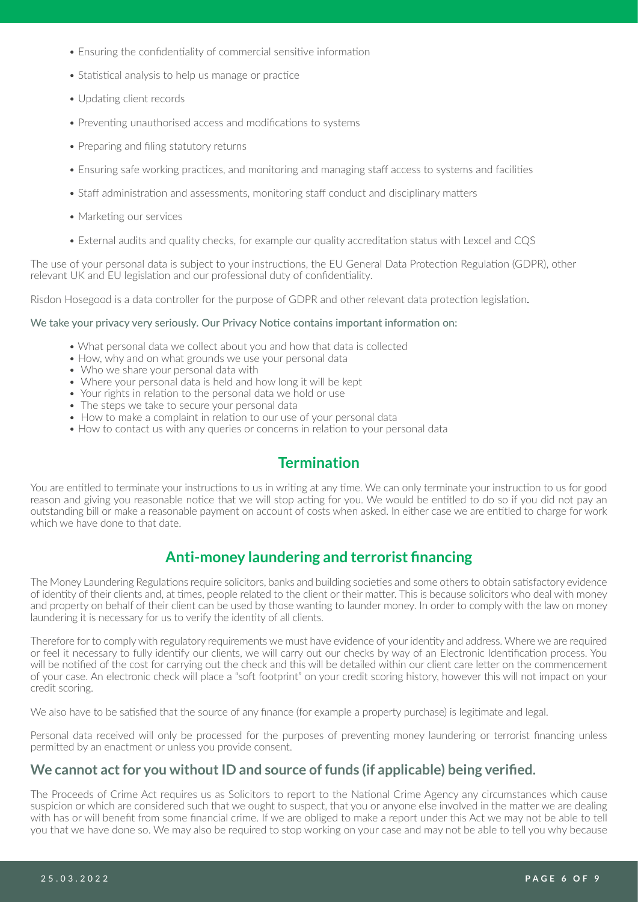- Ensuring the confidentiality of commercial sensitive information
- Statistical analysis to help us manage or practice
- Updating client records
- Preventing unauthorised access and modifications to systems
- Preparing and filing statutory returns
- Ensuring safe working practices, and monitoring and managing staff access to systems and facilities
- Staff administration and assessments, monitoring staff conduct and disciplinary matters
- Marketing our services
- External audits and quality checks, for example our quality accreditation status with Lexcel and CQS

The use of your personal data is subject to your instructions, the EU General Data Protection Regulation (GDPR), other relevant UK and EU legislation and our professional duty of confidentiality.

Risdon Hosegood is a data controller for the purpose of GDPR and other relevant data protection legislation.

We take your privacy very seriously. Our Privacy Notice contains important information on:

- What personal data we collect about you and how that data is collected
- How, why and on what grounds we use your personal data
- Who we share your personal data with
- Where your personal data is held and how long it will be kept
- Your rights in relation to the personal data we hold or use
- The steps we take to secure your personal data
- How to make a complaint in relation to our use of your personal data
- How to contact us with any queries or concerns in relation to your personal data

## Termination

You are entitled to terminate your instructions to us in writing at any time. We can only terminate your instruction to us for good reason and giving you reasonable notice that we will stop acting for you. We would be entitled to do so if you did not pay an outstanding bill or make a reasonable payment on account of costs when asked. In either case we are entitled to charge for work which we have done to that date.

## Anti-money laundering and terrorist financing

The Money Laundering Regulations require solicitors, banks and building societies and some others to obtain satisfactory evidence of identity of their clients and, at times, people related to the client or their matter. This is because solicitors who deal with money and property on behalf of their client can be used by those wanting to launder money. In order to comply with the law on money laundering it is necessary for us to verify the identity of all clients.

Therefore for to comply with regulatory requirements we must have evidence of your identity and address. Where we are required or feel it necessary to fully identify our clients, we will carry out our checks by way of an Electronic Identification process. You will be notified of the cost for carrying out the check and this will be detailed within our client care letter on the commencement of your case. An electronic check will place a "soft footprint" on your credit scoring history, however this will not impact on your credit scoring.

We also have to be satisfied that the source of any finance (for example a property purchase) is legitimate and legal.

Personal data received will only be processed for the purposes of preventing money laundering or terrorist financing unless permitted by an enactment or unless you provide consent.

### We cannot act for you without ID and source of funds (if applicable) being verified.

The Proceeds of Crime Act requires us as Solicitors to report to the National Crime Agency any circumstances which cause suspicion or which are considered such that we ought to suspect, that you or anyone else involved in the matter we are dealing with has or will benefit from some financial crime. If we are obliged to make a report under this Act we may not be able to tell you that we have done so. We may also be required to stop working on your case and may not be able to tell you why because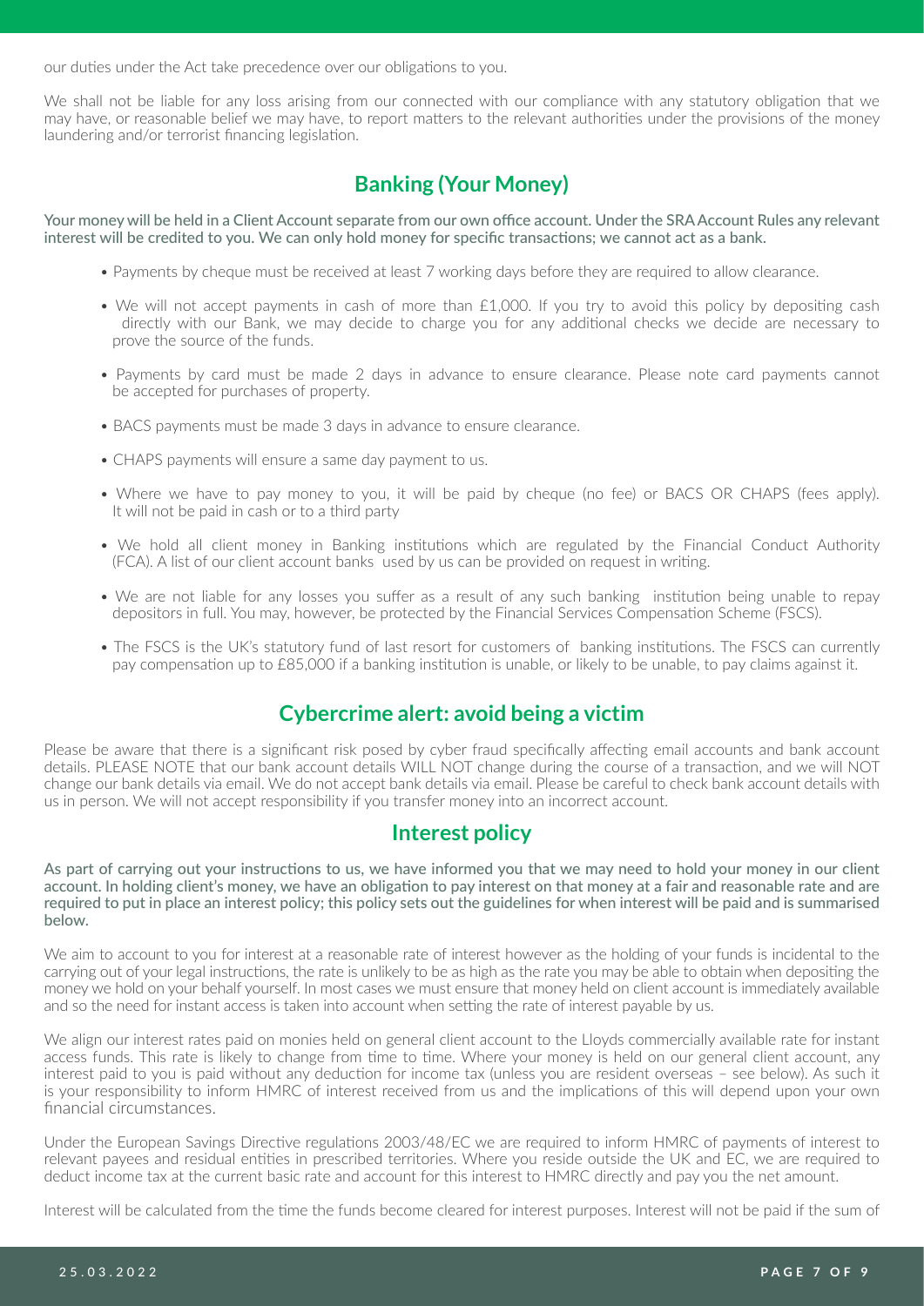our duties under the Act take precedence over our obligations to you.

We shall not be liable for any loss arising from our connected with our compliance with any statutory obligation that we may have, or reasonable belief we may have, to report matters to the relevant authorities under the provisions of the money laundering and/or terrorist financing legislation.

## Banking (Your Money)

**Your money will be held in a Client Account separate from our own office account. Under the SRA Account Rules any relevant interest will be credited to you. We can only hold money for specific transactions; we cannot act as a bank.**

- Payments by cheque must be received at least 7 working days before they are required to allow clearance.
- We will not accept payments in cash of more than £1,000. If you try to avoid this policy by depositing cash directly with our Bank, we may decide to charge you for any additional checks we decide are necessary to prove the source of the funds.
- Payments by card must be made 2 days in advance to ensure clearance. Please note card payments cannot be accepted for purchases of property.
- BACS payments must be made 3 days in advance to ensure clearance.
- CHAPS payments will ensure a same day payment to us.
- Where we have to pay money to you, it will be paid by cheque (no fee) or BACS OR CHAPS (fees apply). It will not be paid in cash or to a third party
- We hold all client money in Banking institutions which are regulated by the Financial Conduct Authority (FCA). A list of our client account banks used by us can be provided on request in writing.
- We are not liable for any losses you suffer as a result of any such banking institution being unable to repay depositors in full. You may, however, be protected by the Financial Services Compensation Scheme (FSCS).
- The FSCS is the UK's statutory fund of last resort for customers of banking institutions. The FSCS can currently pay compensation up to £85,000 if a banking institution is unable, or likely to be unable, to pay claims against it.

## Cybercrime alert: avoid being a victim

Please be aware that there is a significant risk posed by cyber fraud specifically affecting email accounts and bank account details. PLEASE NOTE that our bank account details WILL NOT change during the course of a transaction, and we will NOT change our bank details via email. We do not accept bank details via email. Please be careful to check bank account details with us in person. We will not accept responsibility if you transfer money into an incorrect account.

## Interest policy

**As part of carrying out your instructions to us, we have informed you that we may need to hold your money in our client account. In holding client's money, we have an obligation to pay interest on that money at a fair and reasonable rate and are required to put in place an interest policy; this policy sets out the guidelines for when interest will be paid and is summarised below.**

We aim to account to you for interest at a reasonable rate of interest however as the holding of your funds is incidental to the carrying out of your legal instructions, the rate is unlikely to be as high as the rate you may be able to obtain when depositing the money we hold on your behalf yourself. In most cases we must ensure that money held on client account is immediately available and so the need for instant access is taken into account when setting the rate of interest payable by us.

We align our interest rates paid on monies held on general client account to the Lloyds commercially available rate for instant access funds. This rate is likely to change from time to time. Where your money is held on our general client account, any interest paid to you is paid without any deduction for income tax (unless you are resident overseas – see below). As such it is your responsibility to inform HMRC of interest received from us and the implications of this will depend upon your own financial circumstances.

Under the European Savings Directive regulations 2003/48/EC we are required to inform HMRC of payments of interest to relevant payees and residual entities in prescribed territories. Where you reside outside the UK and EC, we are required to deduct income tax at the current basic rate and account for this interest to HMRC directly and pay you the net amount.

Interest will be calculated from the time the funds become cleared for interest purposes. Interest will not be paid if the sum of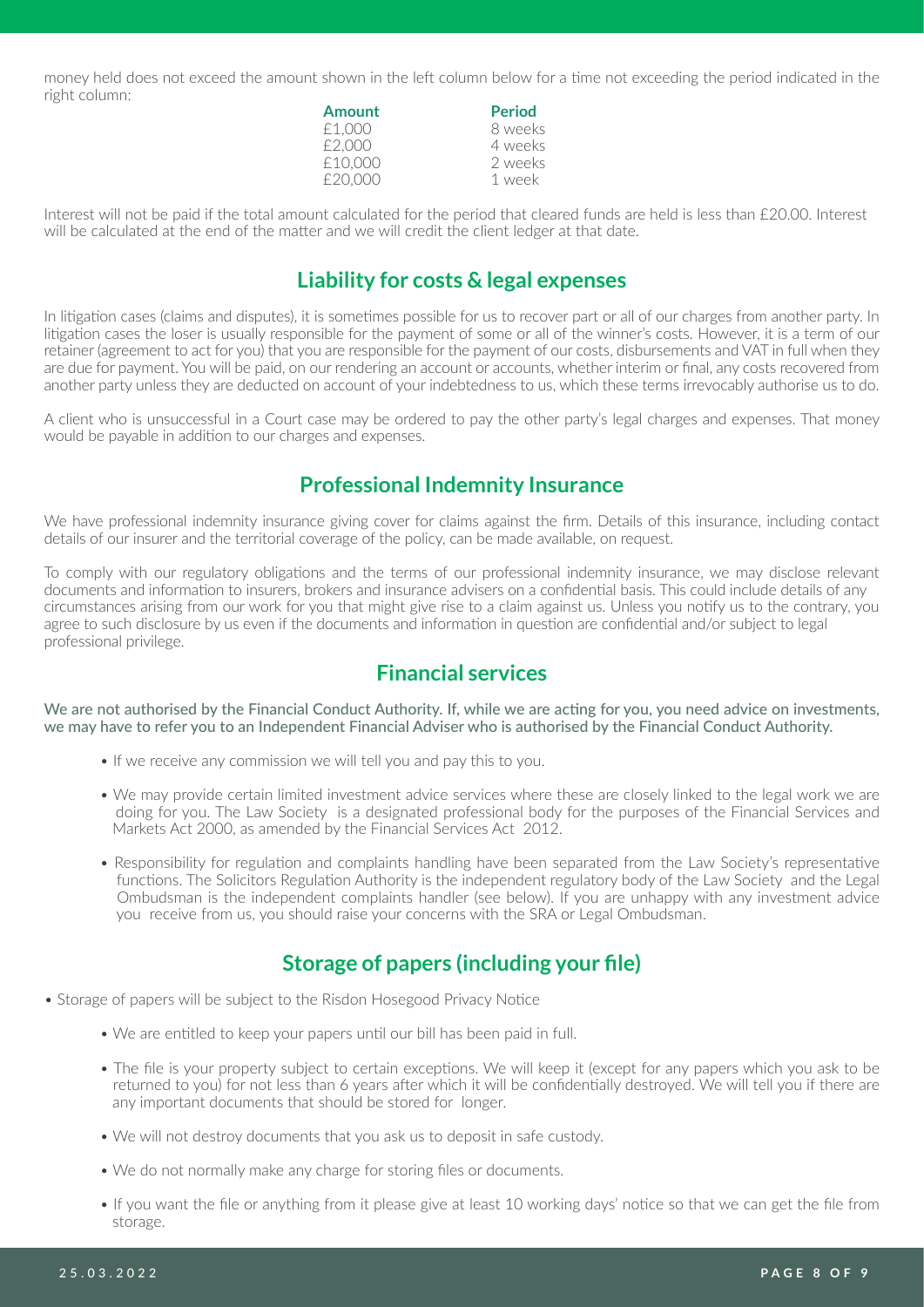money held does not exceed the amount shown in the left column below for a time not exceeding the period indicated in the right column:

| Amount | Period |
| --- | --- |
| £1,000 | 8 weeks |
| £2,000 | 4 weeks |
| £10,000 | 2 weeks |
| £20,000 | 1 week |

Interest will not be paid if the total amount calculated for the period that cleared funds are held is less than £20.00. Interest will be calculated at the end of the matter and we will credit the client ledger at that date.

## Liability for costs & legal expenses

In litigation cases (claims and disputes), it is sometimes possible for us to recover part or all of our charges from another party. In litigation cases the loser is usually responsible for the payment of some or all of the winner's costs. However, it is a term of our retainer (agreement to act for you) that you are responsible for the payment of our costs, disbursements and VAT in full when they are due for payment. You will be paid, on our rendering an account or accounts, whether interim or final, any costs recovered from another party unless they are deducted on account of your indebtedness to us, which these terms irrevocably authorise us to do.

A client who is unsuccessful in a Court case may be ordered to pay the other party's legal charges and expenses. That money would be payable in addition to our charges and expenses.

## Professional Indemnity Insurance

We have professional indemnity insurance giving cover for claims against the firm. Details of this insurance, including contact details of our insurer and the territorial coverage of the policy, can be made available, on request.

To comply with our regulatory obligations and the terms of our professional indemnity insurance, we may disclose relevant documents and information to insurers, brokers and insurance advisers on a confidential basis. This could include details of any circumstances arising from our work for you that might give rise to a claim against us. Unless you notify us to the contrary, you agree to such disclosure by us even if the documents and information in question are confidential and/or subject to legal professional privilege.

## Financial services

**We are not authorised by the Financial Conduct Authority. If, while we are acting for you, you need advice on investments, we may have to refer you to an Independent Financial Adviser who is authorised by the Financial Conduct Authority.**

- If we receive any commission we will tell you and pay this to you.
- We may provide certain limited investment advice services where these are closely linked to the legal work we are doing for you. The Law Society is a designated professional body for the purposes of the Financial Services and Markets Act 2000, as amended by the Financial Services Act 2012.
- Responsibility for regulation and complaints handling have been separated from the Law Society's representative functions. The Solicitors Regulation Authority is the independent regulatory body of the Law Society and the Legal Ombudsman is the independent complaints handler (see below). If you are unhappy with any investment advice you receive from us, you should raise your concerns with the SRA or Legal Ombudsman.

## Storage of papers (including your file)

- Storage of papers will be subject to the Risdon Hosegood Privacy Notice
  - We are entitled to keep your papers until our bill has been paid in full.
  - The file is your property subject to certain exceptions. We will keep it (except for any papers which you ask to be returned to you) for not less than 6 years after which it will be confidentially destroyed. We will tell you if there are any important documents that should be stored for longer.
  - We will not destroy documents that you ask us to deposit in safe custody.
  - We do not normally make any charge for storing files or documents.
  - If you want the file or anything from it please give at least 10 working days' notice so that we can get the file from storage.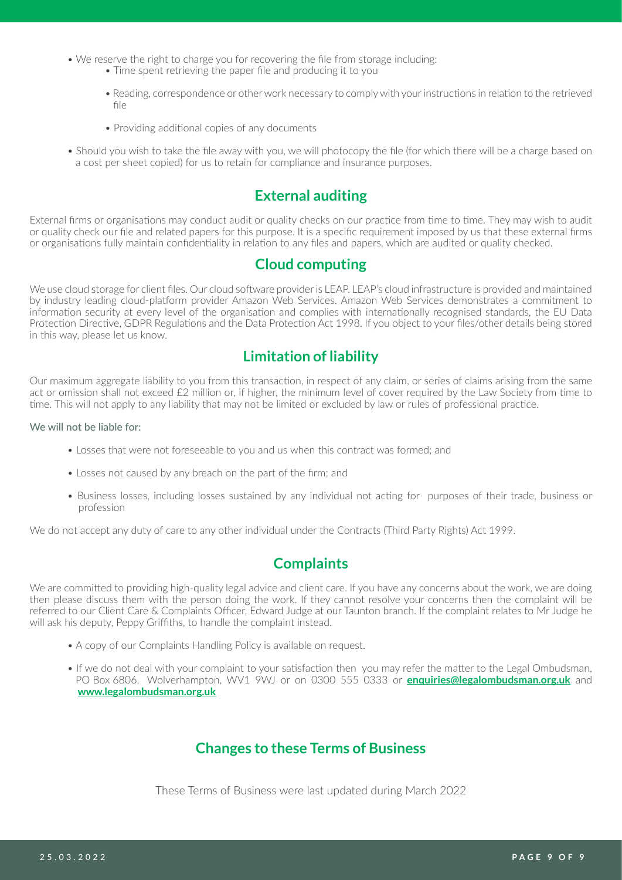- We reserve the right to charge you for recovering the file from storage including:
    - Time spent retrieving the paper file and producing it to you
    - Reading, correspondence or other work necessary to comply with your instructions in relation to the retrieved file
    - Providing additional copies of any documents
- Should you wish to take the file away with you, we will photocopy the file (for which there will be a charge based on a cost per sheet copied) for us to retain for compliance and insurance purposes.

## External auditing

External firms or organisations may conduct audit or quality checks on our practice from time to time. They may wish to audit or quality check our file and related papers for this purpose. It is a specific requirement imposed by us that these external firms or organisations fully maintain confidentiality in relation to any files and papers, which are audited or quality checked.

## Cloud computing

We use cloud storage for client files. Our cloud software provider is LEAP. LEAP's cloud infrastructure is provided and maintained by industry leading cloud-platform provider Amazon Web Services. Amazon Web Services demonstrates a commitment to information security at every level of the organisation and complies with internationally recognised standards, the EU Data Protection Directive, GDPR Regulations and the Data Protection Act 1998. If you object to your files/other details being stored in this way, please let us know.

## Limitation of liability

Our maximum aggregate liability to you from this transaction, in respect of any claim, or series of claims arising from the same act or omission shall not exceed £2 million or, if higher, the minimum level of cover required by the Law Society from time to time. This will not apply to any liability that may not be limited or excluded by law or rules of professional practice.

We will not be liable for:

- Losses that were not foreseeable to you and us when this contract was formed; and
- Losses not caused by any breach on the part of the firm; and
- Business losses, including losses sustained by any individual not acting for purposes of their trade, business or profession

We do not accept any duty of care to any other individual under the Contracts (Third Party Rights) Act 1999.

## Complaints

We are committed to providing high-quality legal advice and client care. If you have any concerns about the work, we are doing then please discuss them with the person doing the work. If they cannot resolve your concerns then the complaint will be referred to our Client Care & Complaints Officer, Edward Judge at our Taunton branch. If the complaint relates to Mr Judge he will ask his deputy, Peppy Griffiths, to handle the complaint instead.

- A copy of our Complaints Handling Policy is available on request.
- If we do not deal with your complaint to your satisfaction then you may refer the matter to the Legal Ombudsman, PO Box 6806, Wolverhampton, WV1 9WJ or on 0300 555 0333 or **enquiries@legalombudsman.org.uk** and **www.legalombudsman.org.uk**

## Changes to these Terms of Business

These Terms of Business were last updated during March 2022